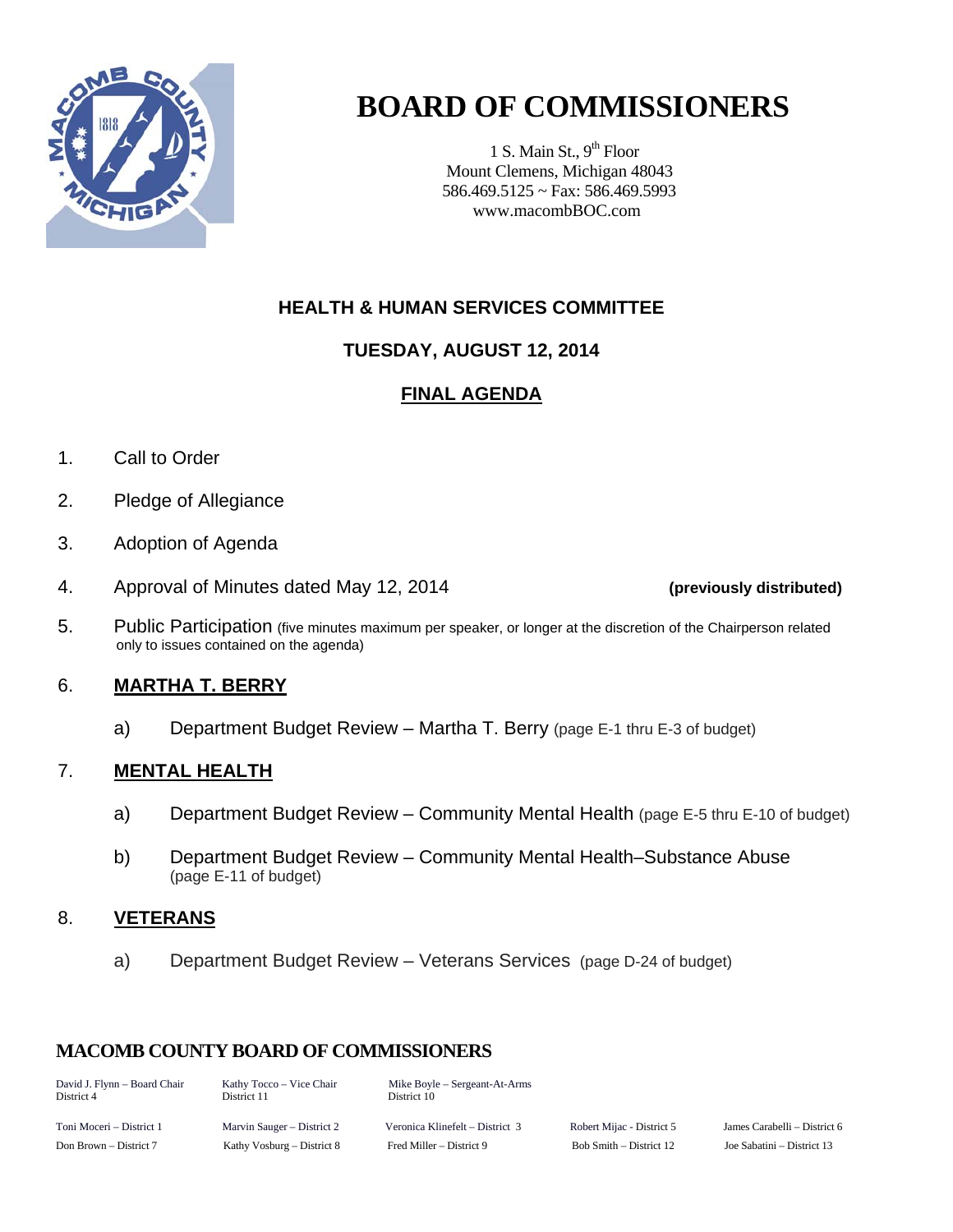# BOARD OF COMMISSIONERS

1 S. Main St., 9th Floor
Mount Clemens, Michigan 48043
586.469.5125 ~ Fax: 586.469.5993
www.macombBOC.com

## HEALTH & HUMAN SERVICES COMMITTEE

## TUESDAY, AUGUST 12, 2014

## FINAL AGENDA

1. Call to Order
2. Pledge of Allegiance
3. Adoption of Agenda
4. Approval of Minutes dated May 12, 2014 **(previously distributed)**
5. Public Participation (five minutes maximum per speaker, or longer at the discretion of the Chairperson related only to issues contained on the agenda)
6. **MARTHA T. BERRY**
   a) Department Budget Review – Martha T. Berry (page E-1 thru E-3 of budget)
7. **MENTAL HEALTH**
   a) Department Budget Review – Community Mental Health (page E-5 thru E-10 of budget)
   b) Department Budget Review – Community Mental Health–Substance Abuse (page E-11 of budget)
8. **VETERANS**
   a) Department Budget Review – Veterans Services (page D-24 of budget)

### MACOMB COUNTY BOARD OF COMMISSIONERS

David J. Flynn – Board Chair, District 4
Kathy Tocco – Vice Chair, District 11
Mike Boyle – Sergeant-At-Arms, District 10

Toni Moceri – District 1
Marvin Sauger – District 2
Veronica Klinefelt – District 3
Robert Mijac - District 5
James Carabelli – District 6
Don Brown – District 7
Kathy Vosburg – District 8
Fred Miller – District 9
Bob Smith – District 12
Joe Sabatini – District 13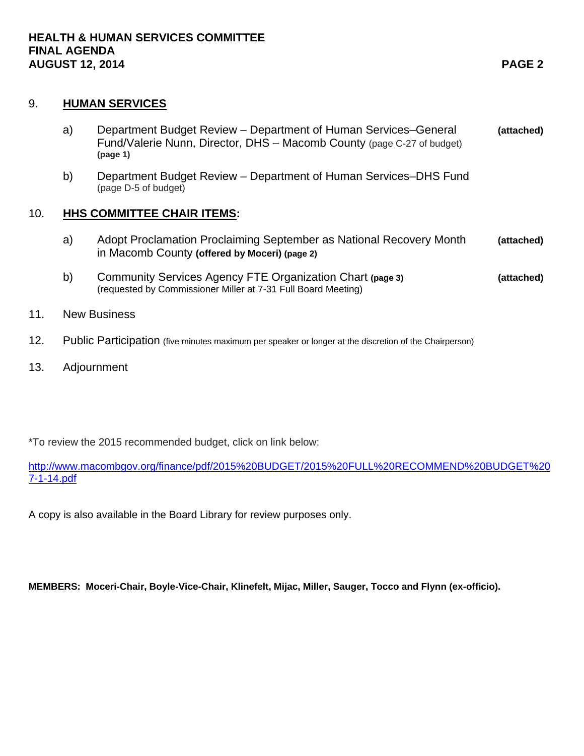9. **HUMAN SERVICES**

   a) Department Budget Review – Department of Human Services–General Fund/Valerie Nunn, Director, DHS – Macomb County (page C-27 of budget) **(page 1)** **(attached)**

   b) Department Budget Review – Department of Human Services–DHS Fund (page D-5 of budget)

10. **HHS COMMITTEE CHAIR ITEMS:**

   a) Adopt Proclamation Proclaiming September as National Recovery Month in Macomb County **(offered by Moceri) (page 2)** **(attached)**

   b) Community Services Agency FTE Organization Chart **(page 3)** (requested by Commissioner Miller at 7-31 Full Board Meeting) **(attached)**

11. New Business

12. Public Participation (five minutes maximum per speaker or longer at the discretion of the Chairperson)

13. Adjournment

*To review the 2015 recommended budget, click on link below:

http://www.macombgov.org/finance/pdf/2015%20BUDGET/2015%20FULL%20RECOMMEND%20BUDGET%207-1-14.pdf

A copy is also available in the Board Library for review purposes only.

**MEMBERS: Moceri-Chair, Boyle-Vice-Chair, Klinefelt, Mijac, Miller, Sauger, Tocco and Flynn (ex-officio).**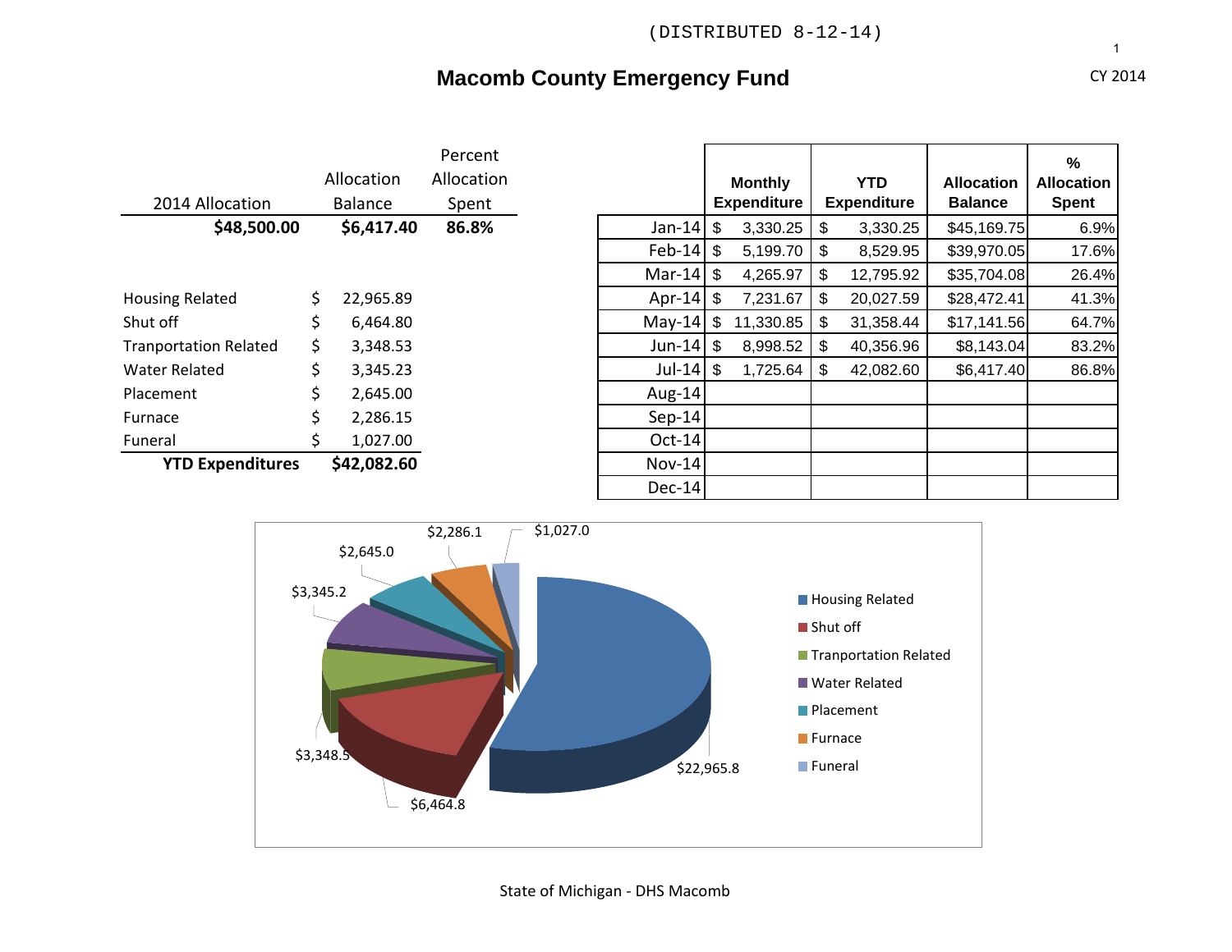(DISTRIBUTED 8-12-14)

CY 2014

# Macomb County Emergency Fund

| 2014 Allocation | Allocation Balance | Percent Allocation Spent |
|---|---|---|
| **$48,500.00** | **$6,417.40** | **86.8%** |

| | |
|---|---|
| Housing Related | $ 22,965.89 |
| Shut off | $ 6,464.80 |
| Tranportation Related | $ 3,348.53 |
| Water Related | $ 3,345.23 |
| Placement | $ 2,645.00 |
| Furnace | $ 2,286.15 |
| Funeral | $ 1,027.00 |
| **YTD Expenditures** | **$42,082.60** |

| | Monthly Expenditure | YTD Expenditure | Allocation Balance | % Allocation Spent |
|---|---|---|---|---|
| Jan-14 | $ 3,330.25 | $ 3,330.25 | $45,169.75 | 6.9% |
| Feb-14 | $ 5,199.70 | $ 8,529.95 | $39,970.05 | 17.6% |
| Mar-14 | $ 4,265.97 | $ 12,795.92 | $35,704.08 | 26.4% |
| Apr-14 | $ 7,231.67 | $ 20,027.59 | $28,472.41 | 41.3% |
| May-14 | $ 11,330.85 | $ 31,358.44 | $17,141.56 | 64.7% |
| Jun-14 | $ 8,998.52 | $ 40,356.96 | $8,143.04 | 83.2% |
| Jul-14 | $ 1,725.64 | $ 42,082.60 | $6,417.40 | 86.8% |
| Aug-14 | | | | |
| Sep-14 | | | | |
| Oct-14 | | | | |
| Nov-14 | | | | |
| Dec-14 | | | | |

State of Michigan - DHS Macomb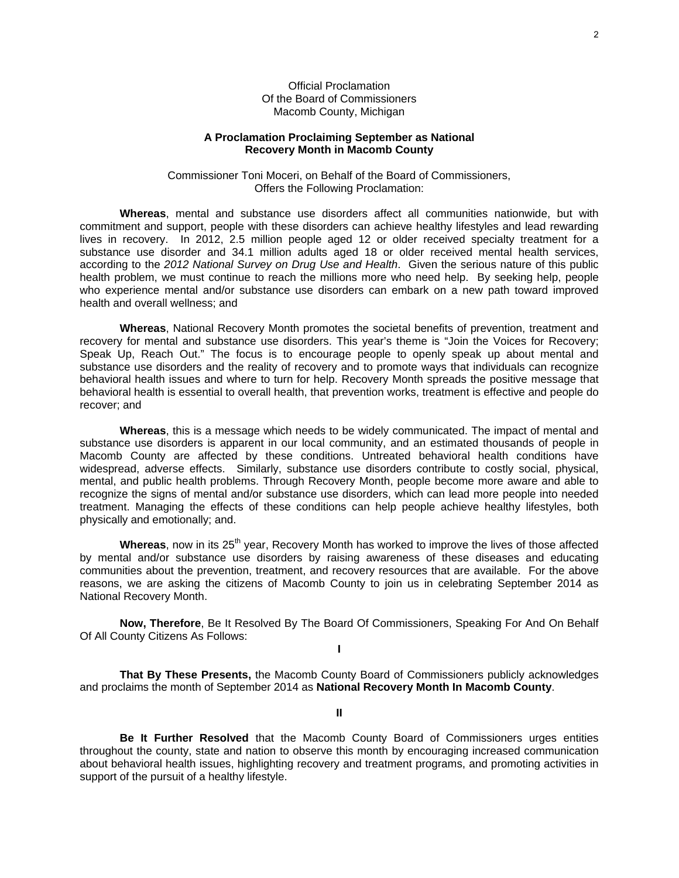Official Proclamation
Of the Board of Commissioners
Macomb County, Michigan

**A Proclamation Proclaiming September as National Recovery Month in Macomb County**

Commissioner Toni Moceri, on Behalf of the Board of Commissioners,
Offers the Following Proclamation:

**Whereas**, mental and substance use disorders affect all communities nationwide, but with commitment and support, people with these disorders can achieve healthy lifestyles and lead rewarding lives in recovery. In 2012, 2.5 million people aged 12 or older received specialty treatment for a substance use disorder and 34.1 million adults aged 18 or older received mental health services, according to the *2012 National Survey on Drug Use and Health*. Given the serious nature of this public health problem, we must continue to reach the millions more who need help. By seeking help, people who experience mental and/or substance use disorders can embark on a new path toward improved health and overall wellness; and

**Whereas**, National Recovery Month promotes the societal benefits of prevention, treatment and recovery for mental and substance use disorders. This year's theme is "Join the Voices for Recovery; Speak Up, Reach Out." The focus is to encourage people to openly speak up about mental and substance use disorders and the reality of recovery and to promote ways that individuals can recognize behavioral health issues and where to turn for help. Recovery Month spreads the positive message that behavioral health is essential to overall health, that prevention works, treatment is effective and people do recover; and

**Whereas**, this is a message which needs to be widely communicated. The impact of mental and substance use disorders is apparent in our local community, and an estimated thousands of people in Macomb County are affected by these conditions. Untreated behavioral health conditions have widespread, adverse effects. Similarly, substance use disorders contribute to costly social, physical, mental, and public health problems. Through Recovery Month, people become more aware and able to recognize the signs of mental and/or substance use disorders, which can lead more people into needed treatment. Managing the effects of these conditions can help people achieve healthy lifestyles, both physically and emotionally; and.

**Whereas**, now in its 25th year, Recovery Month has worked to improve the lives of those affected by mental and/or substance use disorders by raising awareness of these diseases and educating communities about the prevention, treatment, and recovery resources that are available. For the above reasons, we are asking the citizens of Macomb County to join us in celebrating September 2014 as National Recovery Month.

**Now, Therefore**, Be It Resolved By The Board Of Commissioners, Speaking For And On Behalf Of All County Citizens As Follows:

**I**

**That By These Presents,** the Macomb County Board of Commissioners publicly acknowledges and proclaims the month of September 2014 as **National Recovery Month In Macomb County**.

**II**

**Be It Further Resolved** that the Macomb County Board of Commissioners urges entities throughout the county, state and nation to observe this month by encouraging increased communication about behavioral health issues, highlighting recovery and treatment programs, and promoting activities in support of the pursuit of a healthy lifestyle.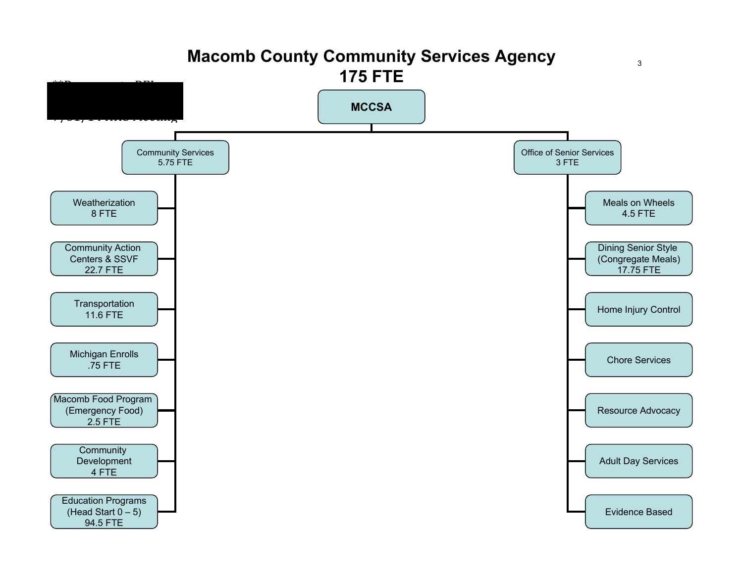# Macomb County Community Services Agency
## 175 FTE

**MCCSA**

- Community Services
  5.75 FTE
  - Weatherization
    8 FTE
  - Community Action Centers & SSVF
    22.7 FTE
  - Transportation
    11.6 FTE
  - Michigan Enrolls
    .75 FTE
  - Macomb Food Program (Emergency Food)
    2.5 FTE
  - Community Development
    4 FTE
  - Education Programs (Head Start 0 – 5)
    94.5 FTE
- Office of Senior Services
  3 FTE
  - Meals on Wheels
    4.5 FTE
  - Dining Senior Style (Congregate Meals)
    17.75 FTE
  - Home Injury Control
  - Chore Services
  - Resource Advocacy
  - Adult Day Services
  - Evidence Based